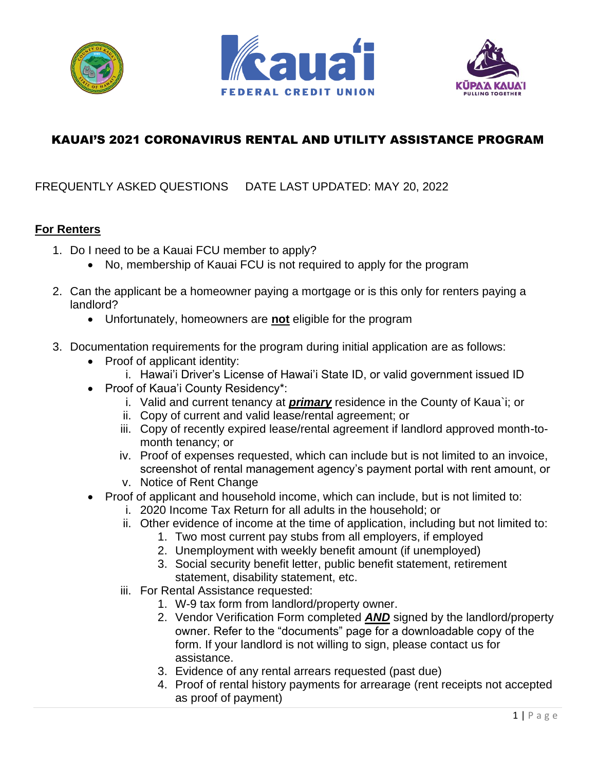# KAUAI'S 2021 CORONAVIRUS RENTAL AND UTILITY ASSISTANCE PROGRAM

FREQUENTLY ASKED QUESTIONS     DATE LAST UPDATED: MAY 20, 2022

## For Renters

1. Do I need to be a Kauai FCU member to apply?
   - No, membership of Kauai FCU is not required to apply for the program

2. Can the applicant be a homeowner paying a mortgage or is this only for renters paying a landlord?
   - Unfortunately, homeowners are **not** eligible for the program

3. Documentation requirements for the program during initial application are as follows:
   - Proof of applicant identity:
     i. Hawai'i Driver's License of Hawai'i State ID, or valid government issued ID
   - Proof of Kaua'i County Residency*:
     i. Valid and current tenancy at ***primary*** residence in the County of Kaua`i; or
     ii. Copy of current and valid lease/rental agreement; or
     iii. Copy of recently expired lease/rental agreement if landlord approved month-to-month tenancy; or
     iv. Proof of expenses requested, which can include but is not limited to an invoice, screenshot of rental management agency's payment portal with rent amount, or
     v. Notice of Rent Change
   - Proof of applicant and household income, which can include, but is not limited to:
     i. 2020 Income Tax Return for all adults in the household; or
     ii. Other evidence of income at the time of application, including but not limited to:
        1. Two most current pay stubs from all employers, if employed
        2. Unemployment with weekly benefit amount (if unemployed)
        3. Social security benefit letter, public benefit statement, retirement statement, disability statement, etc.
     iii. For Rental Assistance requested:
        1. W-9 tax form from landlord/property owner.
        2. Vendor Verification Form completed ***AND*** signed by the landlord/property owner. Refer to the "documents" page for a downloadable copy of the form. If your landlord is not willing to sign, please contact us for assistance.
        3. Evidence of any rental arrears requested (past due)
        4. Proof of rental history payments for arrearage (rent receipts not accepted as proof of payment)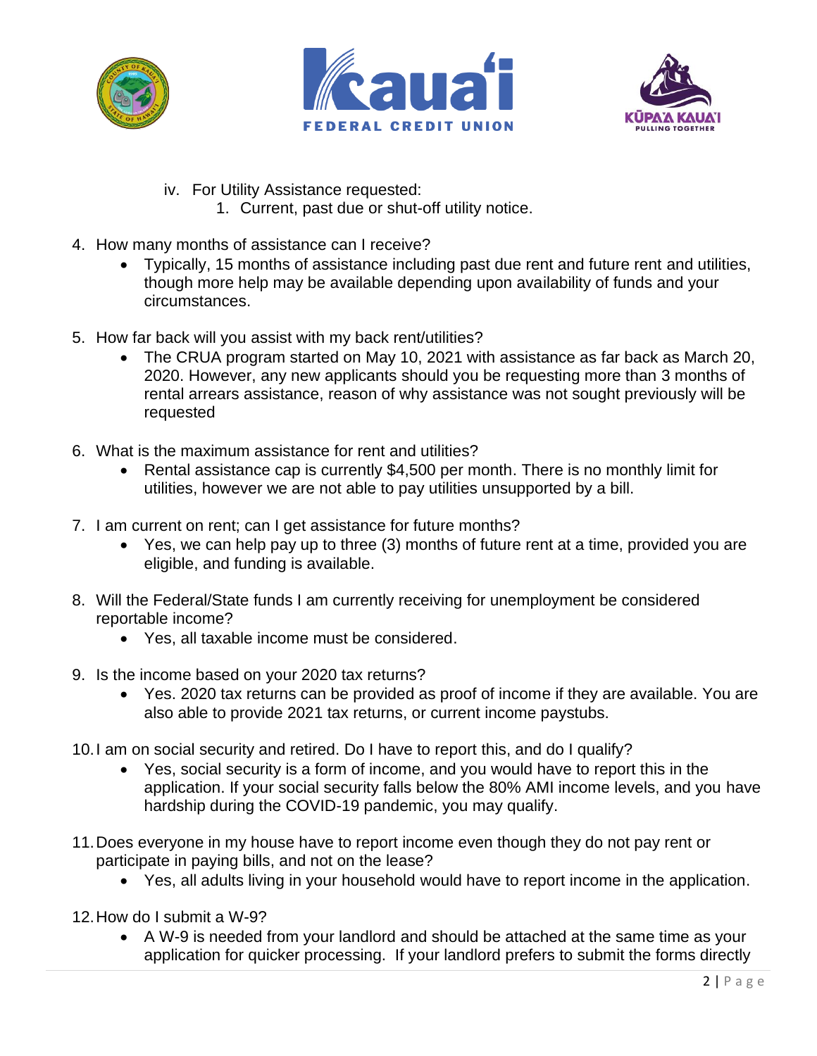iv. For Utility Assistance requested:
      1. Current, past due or shut-off utility notice.

4. How many months of assistance can I receive?
   - Typically, 15 months of assistance including past due rent and future rent and utilities, though more help may be available depending upon availability of funds and your circumstances.

5. How far back will you assist with my back rent/utilities?
   - The CRUA program started on May 10, 2021 with assistance as far back as March 20, 2020. However, any new applicants should you be requesting more than 3 months of rental arrears assistance, reason of why assistance was not sought previously will be requested

6. What is the maximum assistance for rent and utilities?
   - Rental assistance cap is currently $4,500 per month. There is no monthly limit for utilities, however we are not able to pay utilities unsupported by a bill.

7. I am current on rent; can I get assistance for future months?
   - Yes, we can help pay up to three (3) months of future rent at a time, provided you are eligible, and funding is available.

8. Will the Federal/State funds I am currently receiving for unemployment be considered reportable income?
   - Yes, all taxable income must be considered.

9. Is the income based on your 2020 tax returns?
   - Yes. 2020 tax returns can be provided as proof of income if they are available. You are also able to provide 2021 tax returns, or current income paystubs.

10. I am on social security and retired. Do I have to report this, and do I qualify?
    - Yes, social security is a form of income, and you would have to report this in the application. If your social security falls below the 80% AMI income levels, and you have hardship during the COVID-19 pandemic, you may qualify.

11. Does everyone in my house have to report income even though they do not pay rent or participate in paying bills, and not on the lease?
    - Yes, all adults living in your household would have to report income in the application.

12. How do I submit a W-9?
    - A W-9 is needed from your landlord and should be attached at the same time as your application for quicker processing. If your landlord prefers to submit the forms directly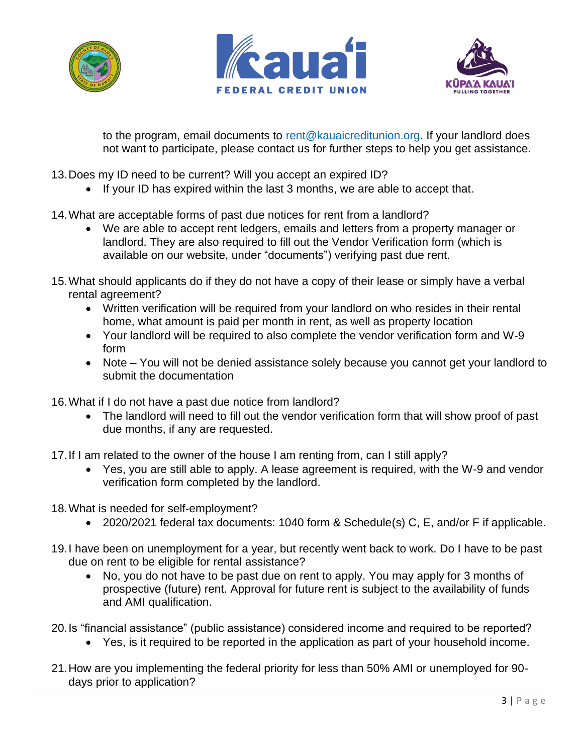to the program, email documents to rent@kauaicreditunion.org. If your landlord does not want to participate, please contact us for further steps to help you get assistance.

13. Does my ID need to be current? Will you accept an expired ID?
    - If your ID has expired within the last 3 months, we are able to accept that.

14. What are acceptable forms of past due notices for rent from a landlord?
    - We are able to accept rent ledgers, emails and letters from a property manager or landlord. They are also required to fill out the Vendor Verification form (which is available on our website, under "documents") verifying past due rent.

15. What should applicants do if they do not have a copy of their lease or simply have a verbal rental agreement?
    - Written verification will be required from your landlord on who resides in their rental home, what amount is paid per month in rent, as well as property location
    - Your landlord will be required to also complete the vendor verification form and W-9 form
    - Note – You will not be denied assistance solely because you cannot get your landlord to submit the documentation

16. What if I do not have a past due notice from landlord?
    - The landlord will need to fill out the vendor verification form that will show proof of past due months, if any are requested.

17. If I am related to the owner of the house I am renting from, can I still apply?
    - Yes, you are still able to apply. A lease agreement is required, with the W-9 and vendor verification form completed by the landlord.

18. What is needed for self-employment?
    - 2020/2021 federal tax documents: 1040 form & Schedule(s) C, E, and/or F if applicable.

19. I have been on unemployment for a year, but recently went back to work. Do I have to be past due on rent to be eligible for rental assistance?
    - No, you do not have to be past due on rent to apply. You may apply for 3 months of prospective (future) rent. Approval for future rent is subject to the availability of funds and AMI qualification.

20. Is "financial assistance" (public assistance) considered income and required to be reported?
    - Yes, is it required to be reported in the application as part of your household income.

21. How are you implementing the federal priority for less than 50% AMI or unemployed for 90-days prior to application?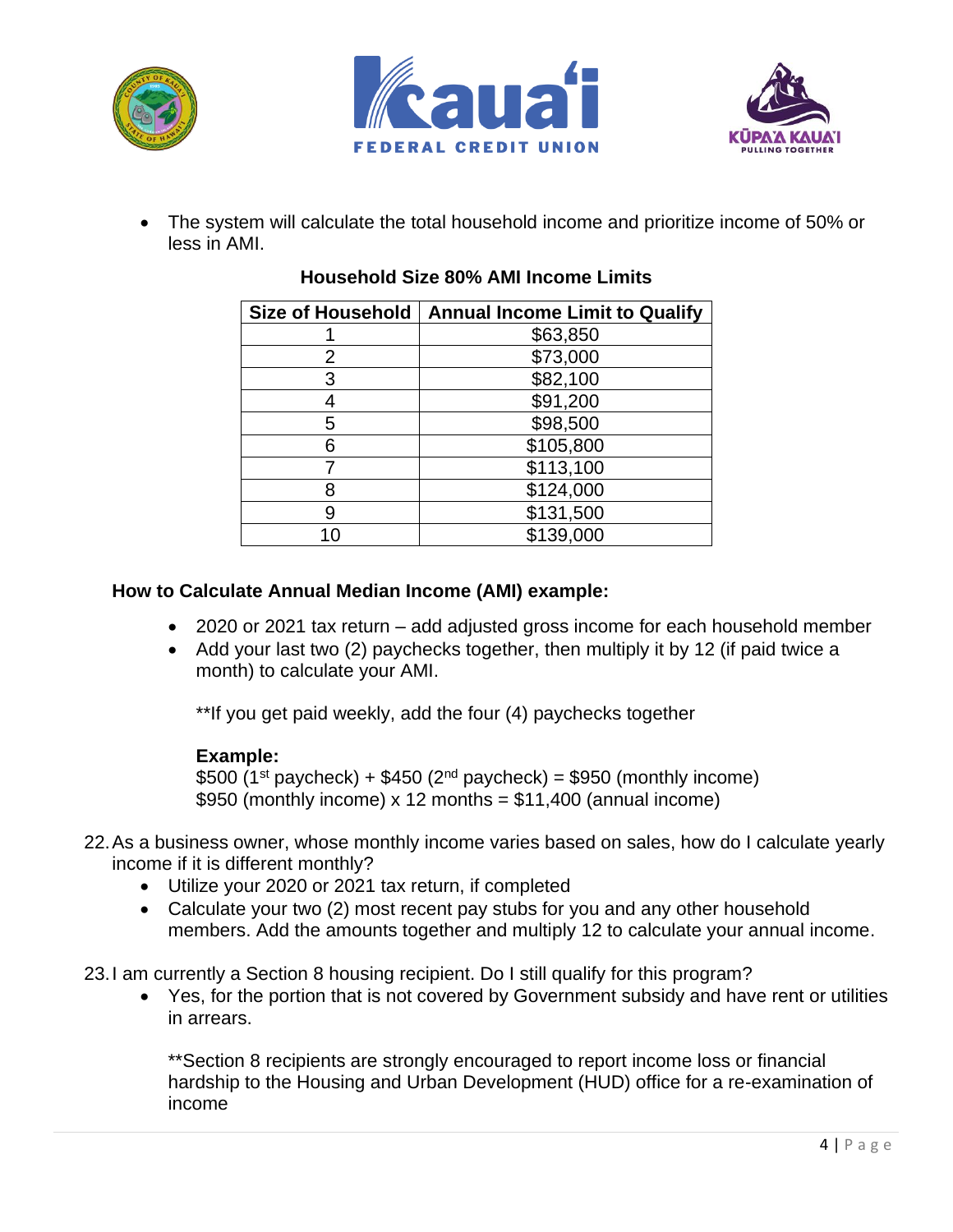- The system will calculate the total household income and prioritize income of 50% or less in AMI.

**Household Size 80% AMI Income Limits**

| Size of Household | Annual Income Limit to Qualify |
|---|---|
| 1 | $63,850 |
| 2 | $73,000 |
| 3 | $82,100 |
| 4 | $91,200 |
| 5 | $98,500 |
| 6 | $105,800 |
| 7 | $113,100 |
| 8 | $124,000 |
| 9 | $131,500 |
| 10 | $139,000 |

**How to Calculate Annual Median Income (AMI) example:**

- 2020 or 2021 tax return – add adjusted gross income for each household member
- Add your last two (2) paychecks together, then multiply it by 12 (if paid twice a month) to calculate your AMI.

  **If you get paid weekly, add the four (4) paychecks together

  **Example:**
  $500 (1st paycheck) + $450 (2nd paycheck) = $950 (monthly income)
  $950 (monthly income) x 12 months = $11,400 (annual income)

22. As a business owner, whose monthly income varies based on sales, how do I calculate yearly income if it is different monthly?
    - Utilize your 2020 or 2021 tax return, if completed
    - Calculate your two (2) most recent pay stubs for you and any other household members. Add the amounts together and multiply 12 to calculate your annual income.

23. I am currently a Section 8 housing recipient. Do I still qualify for this program?
    - Yes, for the portion that is not covered by Government subsidy and have rent or utilities in arrears.

      **Section 8 recipients are strongly encouraged to report income loss or financial hardship to the Housing and Urban Development (HUD) office for a re-examination of income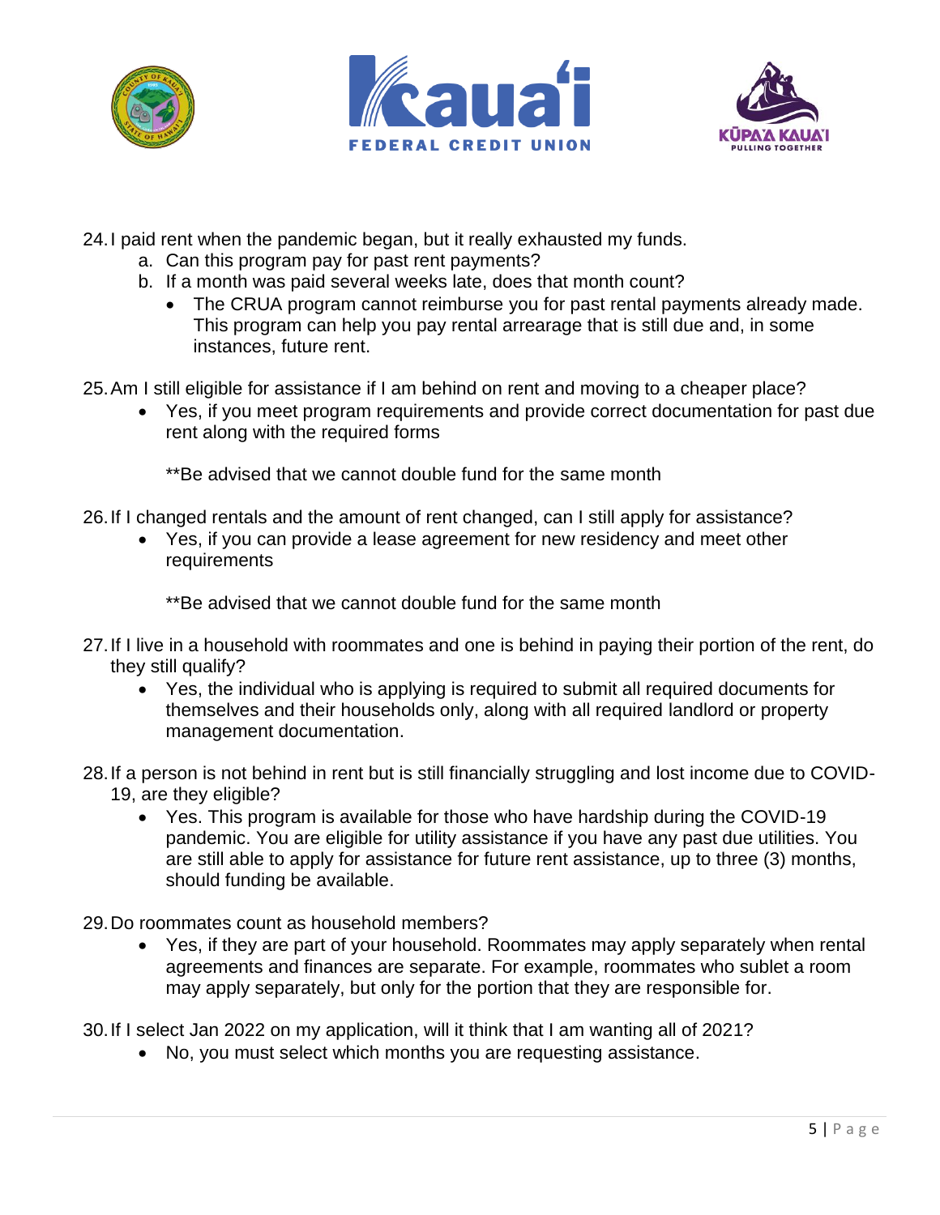24. I paid rent when the pandemic began, but it really exhausted my funds.
    a. Can this program pay for past rent payments?
    b. If a month was paid several weeks late, does that month count?
        - The CRUA program cannot reimburse you for past rental payments already made. This program can help you pay rental arrearage that is still due and, in some instances, future rent.

25. Am I still eligible for assistance if I am behind on rent and moving to a cheaper place?
    - Yes, if you meet program requirements and provide correct documentation for past due rent along with the required forms

      **Be advised that we cannot double fund for the same month

26. If I changed rentals and the amount of rent changed, can I still apply for assistance?
    - Yes, if you can provide a lease agreement for new residency and meet other requirements

      **Be advised that we cannot double fund for the same month

27. If I live in a household with roommates and one is behind in paying their portion of the rent, do they still qualify?
    - Yes, the individual who is applying is required to submit all required documents for themselves and their households only, along with all required landlord or property management documentation.

28. If a person is not behind in rent but is still financially struggling and lost income due to COVID-19, are they eligible?
    - Yes. This program is available for those who have hardship during the COVID-19 pandemic. You are eligible for utility assistance if you have any past due utilities. You are still able to apply for assistance for future rent assistance, up to three (3) months, should funding be available.

29. Do roommates count as household members?
    - Yes, if they are part of your household. Roommates may apply separately when rental agreements and finances are separate. For example, roommates who sublet a room may apply separately, but only for the portion that they are responsible for.

30. If I select Jan 2022 on my application, will it think that I am wanting all of 2021?
    - No, you must select which months you are requesting assistance.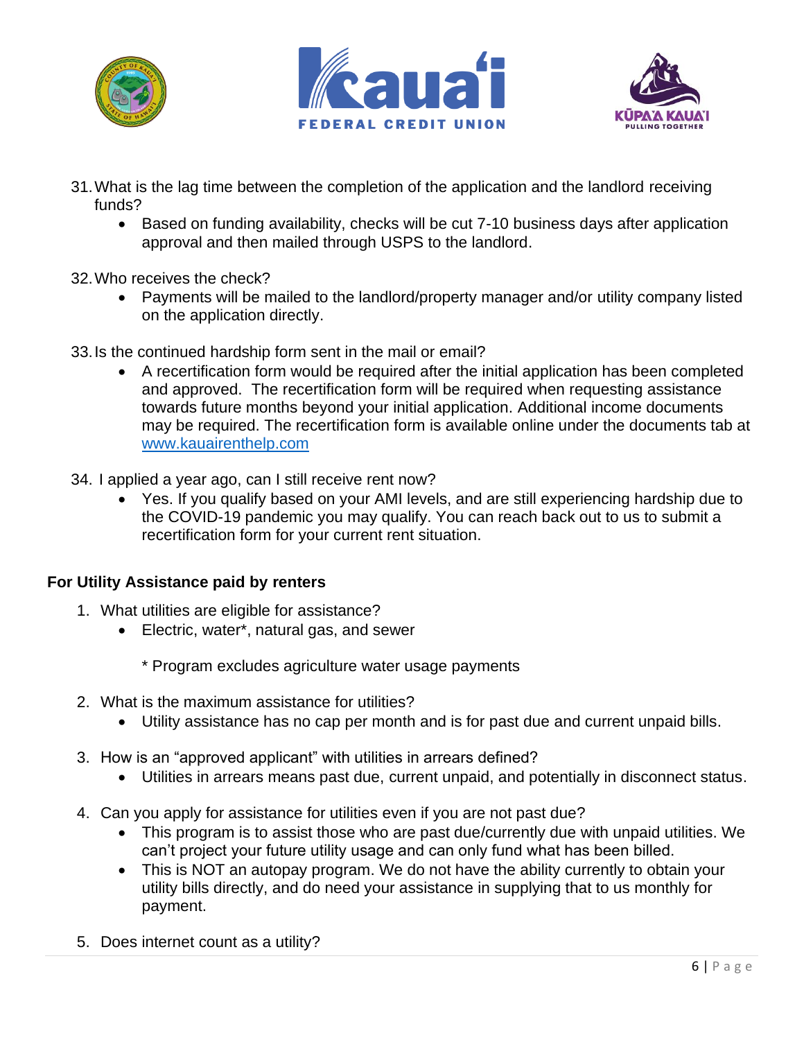31. What is the lag time between the completion of the application and the landlord receiving funds?
    - Based on funding availability, checks will be cut 7-10 business days after application approval and then mailed through USPS to the landlord.

32. Who receives the check?
    - Payments will be mailed to the landlord/property manager and/or utility company listed on the application directly.

33. Is the continued hardship form sent in the mail or email?
    - A recertification form would be required after the initial application has been completed and approved. The recertification form will be required when requesting assistance towards future months beyond your initial application. Additional income documents may be required. The recertification form is available online under the documents tab at [www.kauairenthelp.com](http://www.kauairenthelp.com)

34. I applied a year ago, can I still receive rent now?
    - Yes. If you qualify based on your AMI levels, and are still experiencing hardship due to the COVID-19 pandemic you may qualify. You can reach back out to us to submit a recertification form for your current rent situation.

**For Utility Assistance paid by renters**

1. What utilities are eligible for assistance?
    - Electric, water*, natural gas, and sewer

      * Program excludes agriculture water usage payments

2. What is the maximum assistance for utilities?
    - Utility assistance has no cap per month and is for past due and current unpaid bills.

3. How is an "approved applicant" with utilities in arrears defined?
    - Utilities in arrears means past due, current unpaid, and potentially in disconnect status.

4. Can you apply for assistance for utilities even if you are not past due?
    - This program is to assist those who are past due/currently due with unpaid utilities. We can't project your future utility usage and can only fund what has been billed.
    - This is NOT an autopay program. We do not have the ability currently to obtain your utility bills directly, and do need your assistance in supplying that to us monthly for payment.

5. Does internet count as a utility?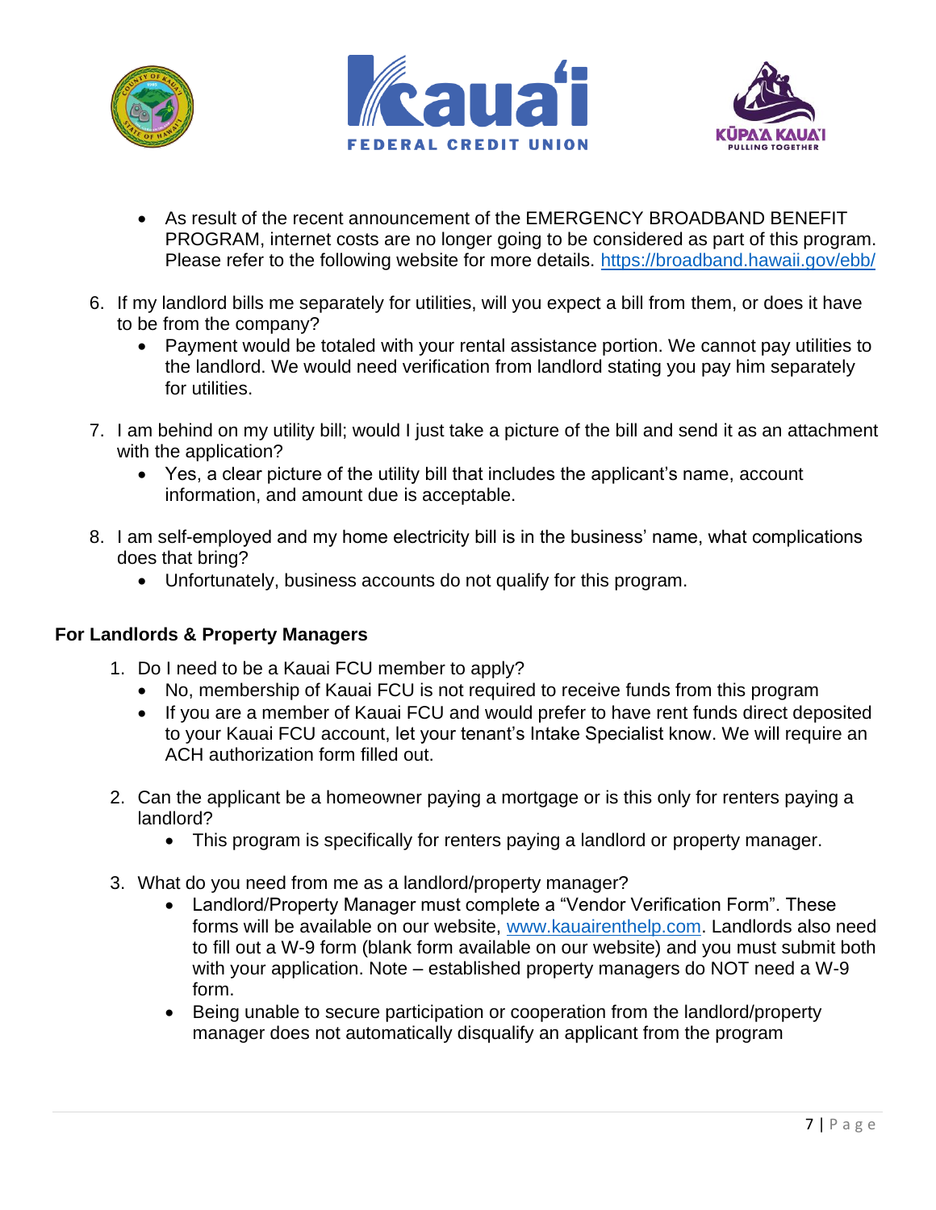- As result of the recent announcement of the EMERGENCY BROADBAND BENEFIT PROGRAM, internet costs are no longer going to be considered as part of this program. Please refer to the following website for more details. https://broadband.hawaii.gov/ebb/

6. If my landlord bills me separately for utilities, will you expect a bill from them, or does it have to be from the company?
   - Payment would be totaled with your rental assistance portion. We cannot pay utilities to the landlord. We would need verification from landlord stating you pay him separately for utilities.

7. I am behind on my utility bill; would I just take a picture of the bill and send it as an attachment with the application?
   - Yes, a clear picture of the utility bill that includes the applicant's name, account information, and amount due is acceptable.

8. I am self-employed and my home electricity bill is in the business' name, what complications does that bring?
   - Unfortunately, business accounts do not qualify for this program.

**For Landlords & Property Managers**

1. Do I need to be a Kauai FCU member to apply?
   - No, membership of Kauai FCU is not required to receive funds from this program
   - If you are a member of Kauai FCU and would prefer to have rent funds direct deposited to your Kauai FCU account, let your tenant's Intake Specialist know. We will require an ACH authorization form filled out.

2. Can the applicant be a homeowner paying a mortgage or is this only for renters paying a landlord?
   - This program is specifically for renters paying a landlord or property manager.

3. What do you need from me as a landlord/property manager?
   - Landlord/Property Manager must complete a "Vendor Verification Form". These forms will be available on our website, www.kauairenthelp.com. Landlords also need to fill out a W-9 form (blank form available on our website) and you must submit both with your application. Note – established property managers do NOT need a W-9 form.
   - Being unable to secure participation or cooperation from the landlord/property manager does not automatically disqualify an applicant from the program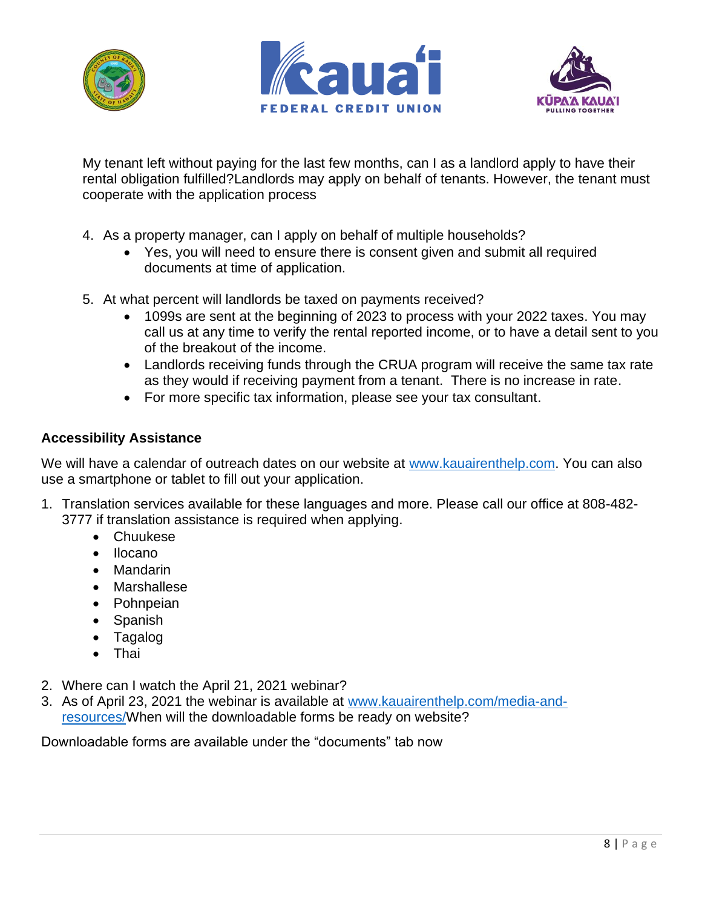My tenant left without paying for the last few months, can I as a landlord apply to have their rental obligation fulfilled?Landlords may apply on behalf of tenants. However, the tenant must cooperate with the application process

4. As a property manager, can I apply on behalf of multiple households?
    - Yes, you will need to ensure there is consent given and submit all required documents at time of application.

5. At what percent will landlords be taxed on payments received?
    - 1099s are sent at the beginning of 2023 to process with your 2022 taxes. You may call us at any time to verify the rental reported income, or to have a detail sent to you of the breakout of the income.
    - Landlords receiving funds through the CRUA program will receive the same tax rate as they would if receiving payment from a tenant. There is no increase in rate.
    - For more specific tax information, please see your tax consultant.

**Accessibility Assistance**

We will have a calendar of outreach dates on our website at www.kauairenthelp.com. You can also use a smartphone or tablet to fill out your application.

1. Translation services available for these languages and more. Please call our office at 808-482-3777 if translation assistance is required when applying.
    - Chuukese
    - Ilocano
    - Mandarin
    - Marshallese
    - Pohnpeian
    - Spanish
    - Tagalog
    - Thai

2. Where can I watch the April 21, 2021 webinar?
3. As of April 23, 2021 the webinar is available at www.kauairenthelp.com/media-and-resources/When will the downloadable forms be ready on website?

Downloadable forms are available under the “documents” tab now